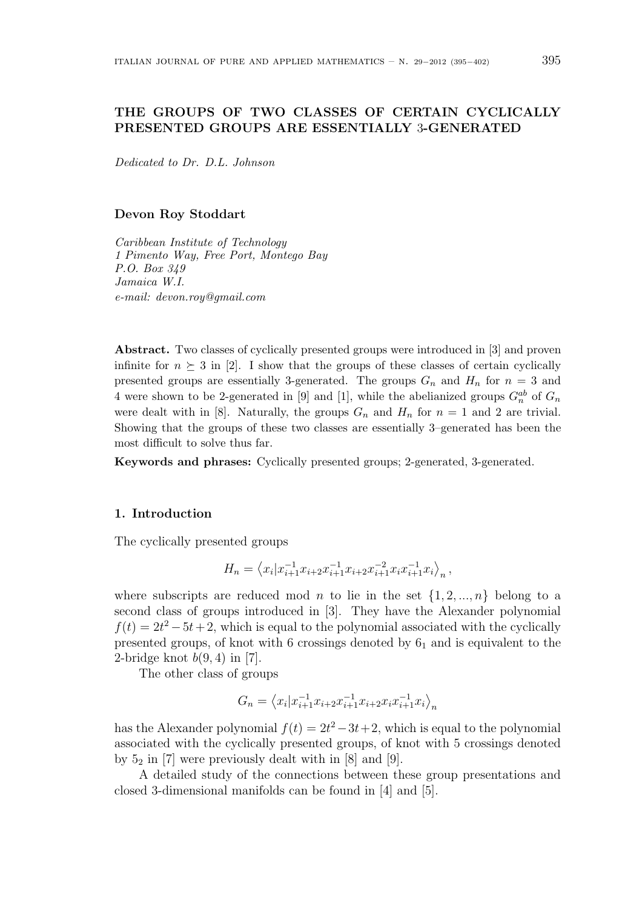# THE GROUPS OF TWO CLASSES OF CERTAIN CYCLICALLY PRESENTED GROUPS ARE ESSENTIALLY 3-GENERATED

*Dedicated to Dr. D.L. Johnson*

**Devon Roy Stoddart**

*Caribbean Institute of Technology*
*1 Pimento Way, Free Port, Montego Bay*
*P.O. Box 349*
*Jamaica W.I.*
*e-mail: devon.roy@gmail.com*

**Abstract.** Two classes of cyclically presented groups were introduced in [3] and proven infinite for $n \succeq 3$ in [2]. I show that the groups of these classes of certain cyclically presented groups are essentially 3-generated. The groups $G_n$ and $H_n$ for $n = 3$ and 4 were shown to be 2-generated in [9] and [1], while the abelianized groups $G_n^{ab}$ of $G_n$ were dealt with in [8]. Naturally, the groups $G_n$ and $H_n$ for $n = 1$ and 2 are trivial. Showing that the groups of these two classes are essentially 3–generated has been the most difficult to solve thus far.

**Keywords and phrases:** Cyclically presented groups; 2-generated, 3-generated.

## 1. Introduction

The cyclically presented groups

$$H_n = \left\langle x_i | x_{i+1}^{-1} x_{i+2} x_{i+1}^{-1} x_{i+2} x_{i+1}^{-2} x_i x_{i+1}^{-1} x_i \right\rangle_n ,$$

where subscripts are reduced mod $n$ to lie in the set $\{1, 2, ..., n\}$ belong to a second class of groups introduced in [3]. They have the Alexander polynomial $f(t) = 2t^2 - 5t + 2$, which is equal to the polynomial associated with the cyclically presented groups, of knot with 6 crossings denoted by $6_1$ and is equivalent to the 2-bridge knot $b(9, 4)$ in [7].

The other class of groups

$$G_n = \left\langle x_i | x_{i+1}^{-1} x_{i+2} x_{i+1}^{-1} x_{i+2} x_i x_{i+1}^{-1} x_i \right\rangle_n$$

has the Alexander polynomial $f(t) = 2t^2 - 3t + 2$, which is equal to the polynomial associated with the cyclically presented groups, of knot with 5 crossings denoted by $5_2$ in [7] were previously dealt with in [8] and [9].

A detailed study of the connections between these group presentations and closed 3-dimensional manifolds can be found in [4] and [5].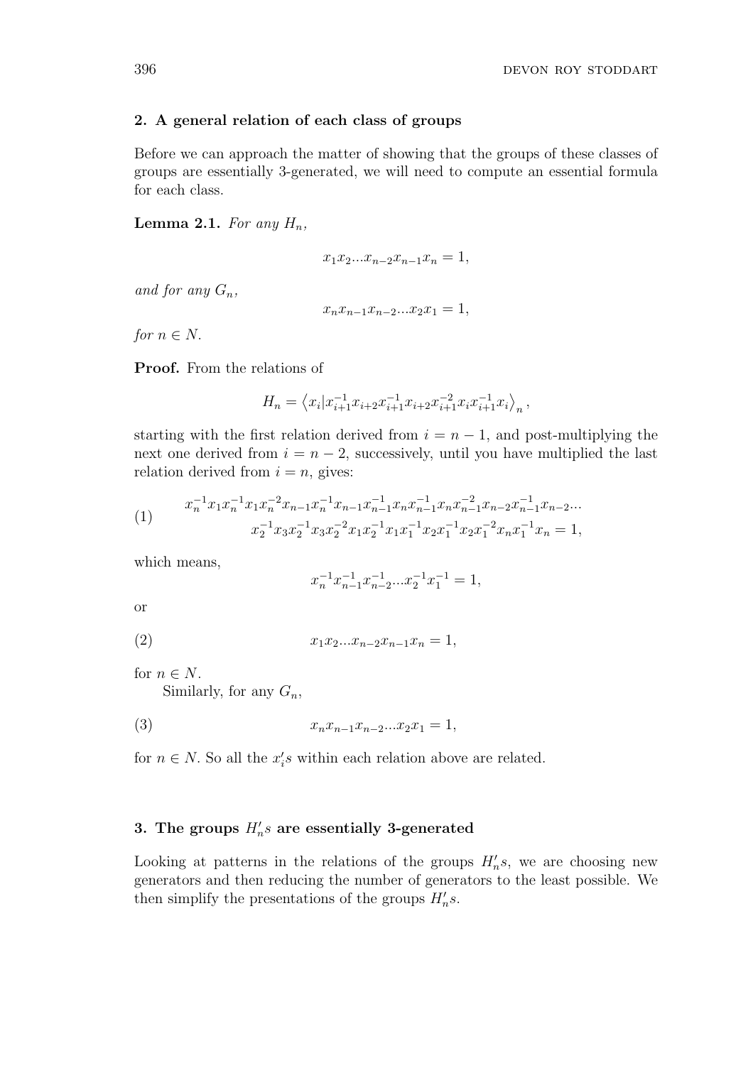## 2. A general relation of each class of groups

Before we can approach the matter of showing that the groups of these classes of groups are essentially 3-generated, we will need to compute an essential formula for each class.

**Lemma 2.1.** *For any $H_n$,*

$$x_1x_2...x_{n-2}x_{n-1}x_n = 1,$$

*and for any $G_n$,*

$$x_nx_{n-1}x_{n-2}...x_2x_1 = 1,$$

*for $n \in N$.*

**Proof.** From the relations of

$$H_n = \left\langle x_i | x_{i+1}^{-1}x_{i+2}x_{i+1}^{-1}x_{i+2}x_{i+1}^{-2}x_ix_{i+1}^{-1}x_i \right\rangle_n,$$

starting with the first relation derived from $i = n-1$, and post-multiplying the next one derived from $i = n-2$, successively, until you have multiplied the last relation derived from $i = n$, gives:

$$\begin{aligned}(1) \qquad & x_n^{-1}x_1x_n^{-1}x_1x_n^{-2}x_{n-1}x_n^{-1}x_{n-1}x_{n-1}^{-1}x_nx_{n-1}^{-1}x_nx_{n-1}^{-2}x_{n-2}x_{n-1}^{-1}x_{n-2}... \\ & x_2^{-1}x_3x_2^{-1}x_3x_2^{-2}x_1x_2^{-1}x_1x_1^{-1}x_2x_1^{-1}x_2x_1^{-2}x_nx_1^{-1}x_n = 1,\end{aligned}$$

which means,

$$x_n^{-1}x_{n-1}^{-1}x_{n-2}^{-1}...x_2^{-1}x_1^{-1} = 1,$$

or

$$(2) \qquad x_1x_2...x_{n-2}x_{n-1}x_n = 1,$$

for $n \in N$.

Similarly, for any $G_n$,

$$(3) \qquad x_nx_{n-1}x_{n-2}...x_2x_1 = 1,$$

for $n \in N$. So all the $x_i's$ within each relation above are related.

## 3. The groups $H_n's$ are essentially 3-generated

Looking at patterns in the relations of the groups $H_n's$, we are choosing new generators and then reducing the number of generators to the least possible. We then simplify the presentations of the groups $H_n's$.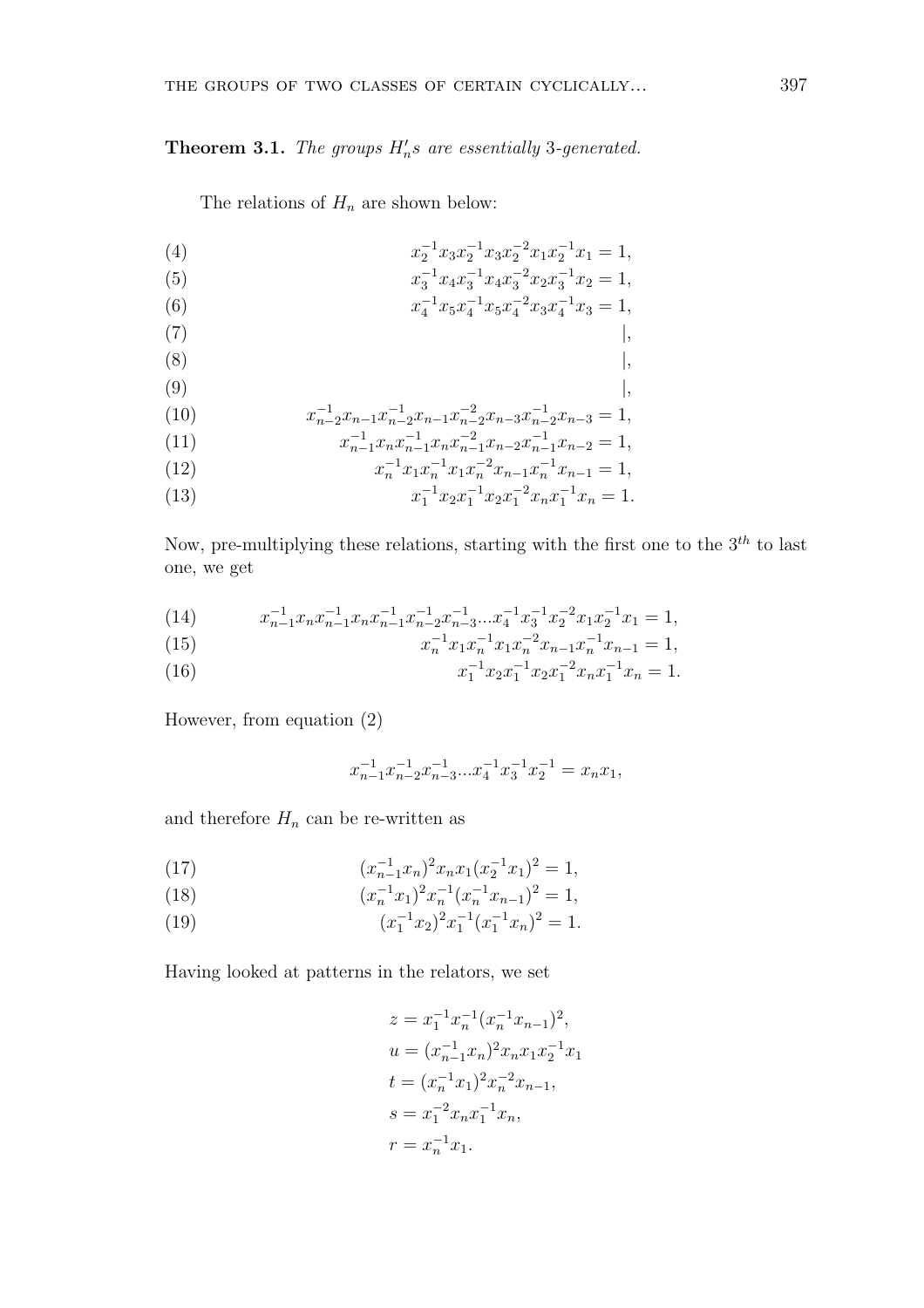**Theorem 3.1.** *The groups $H_n'$s are essentially* 3*-generated.*

The relations of $H_n$ are shown below:

$$x_2^{-1}x_3x_2^{-1}x_3x_2^{-2}x_1x_2^{-1}x_1 = 1, \tag{4}$$

$$x_3^{-1}x_4x_3^{-1}x_4x_3^{-2}x_2x_3^{-1}x_2 = 1, \tag{5}$$

$$x_4^{-1}x_5x_4^{-1}x_5x_4^{-2}x_3x_4^{-1}x_3 = 1, \tag{6}$$

$$|, \tag{7}$$

$$|, \tag{8}$$

$$|, \tag{9}$$

$$x_{n-2}^{-1}x_{n-1}x_{n-2}^{-1}x_{n-1}x_{n-2}^{-2}x_{n-3}x_{n-2}^{-1}x_{n-3} = 1, \tag{10}$$

$$x_{n-1}^{-1}x_nx_{n-1}^{-1}x_nx_{n-1}^{-2}x_{n-2}x_{n-1}^{-1}x_{n-2} = 1, \tag{11}$$

$$x_n^{-1}x_1x_n^{-1}x_1x_n^{-2}x_{n-1}x_n^{-1}x_{n-1} = 1, \tag{12}$$

$$x_1^{-1}x_2x_1^{-1}x_2x_1^{-2}x_nx_1^{-1}x_n = 1. \tag{13}$$

Now, pre-multiplying these relations, starting with the first one to the $3^{th}$ to last one, we get

$$x_{n-1}^{-1}x_nx_{n-1}^{-1}x_nx_{n-1}^{-1}x_{n-2}^{-1}x_{n-3}^{-1}...x_4^{-1}x_3^{-1}x_2^{-2}x_1x_2^{-1}x_1 = 1, \tag{14}$$

$$x_n^{-1}x_1x_n^{-1}x_1x_n^{-2}x_{n-1}x_n^{-1}x_{n-1} = 1, \tag{15}$$

$$x_1^{-1}x_2x_1^{-1}x_2x_1^{-2}x_nx_1^{-1}x_n = 1. \tag{16}$$

However, from equation (2)

$$x_{n-1}^{-1}x_{n-2}^{-1}x_{n-3}^{-1}...x_4^{-1}x_3^{-1}x_2^{-1} = x_nx_1,$$

and therefore $H_n$ can be re-written as

$$(x_{n-1}^{-1}x_n)^2x_nx_1(x_2^{-1}x_1)^2 = 1, \tag{17}$$

$$(x_n^{-1}x_1)^2x_n^{-1}(x_n^{-1}x_{n-1})^2 = 1, \tag{18}$$

$$(x_1^{-1}x_2)^2x_1^{-1}(x_1^{-1}x_n)^2 = 1. \tag{19}$$

Having looked at patterns in the relators, we set

$$z = x_1^{-1}x_n^{-1}(x_n^{-1}x_{n-1})^2,$$

$$u = (x_{n-1}^{-1}x_n)^2x_nx_1x_2^{-1}x_1$$

$$t = (x_n^{-1}x_1)^2x_n^{-2}x_{n-1},$$

$$s = x_1^{-2}x_nx_1^{-1}x_n,$$

$$r = x_n^{-1}x_1.$$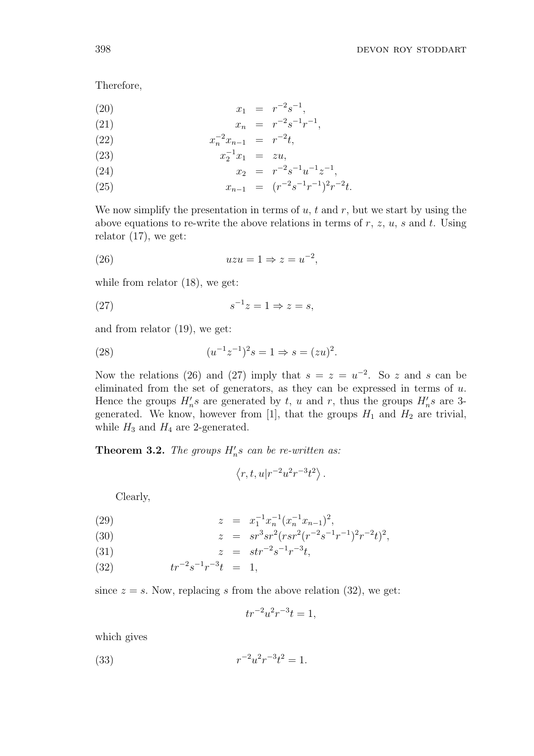Therefore,

$$
\begin{aligned}
(20) \qquad x_1 &= r^{-2}s^{-1}, \\
(21) \qquad x_n &= r^{-2}s^{-1}r^{-1}, \\
(22) \qquad x_n^{-2}x_{n-1} &= r^{-2}t, \\
(23) \qquad x_2^{-1}x_1 &= zu, \\
(24) \qquad x_2 &= r^{-2}s^{-1}u^{-1}z^{-1}, \\
(25) \qquad x_{n-1} &= (r^{-2}s^{-1}r^{-1})^2r^{-2}t.
\end{aligned}
$$

We now simplify the presentation in terms of $u$, $t$ and $r$, but we start by using the above equations to re-write the above relations in terms of $r$, $z$, $u$, $s$ and $t$. Using relator (17), we get:

$$(26) \qquad uzu = 1 \Rightarrow z = u^{-2},$$

while from relator (18), we get:

$$(27) \qquad s^{-1}z = 1 \Rightarrow z = s,$$

and from relator (19), we get:

$$(28) \qquad (u^{-1}z^{-1})^2s = 1 \Rightarrow s = (zu)^2.$$

Now the relations (26) and (27) imply that $s = z = u^{-2}$. So $z$ and $s$ can be eliminated from the set of generators, as they can be expressed in terms of $u$. Hence the groups $H_n's$ are generated by $t$, $u$ and $r$, thus the groups $H_n's$ are 3-generated. We know, however from [1], that the groups $H_1$ and $H_2$ are trivial, while $H_3$ and $H_4$ are 2-generated.

**Theorem 3.2.** *The groups $H_n's$ can be re-written as:*

$$\left\langle r, t, u | r^{-2}u^2r^{-3}t^2 \right\rangle.$$

Clearly,

$$
\begin{aligned}
(29) \qquad z &= x_1^{-1}x_n^{-1}(x_n^{-1}x_{n-1})^2, \\
(30) \qquad z &= sr^3sr^2(rsr^2(r^{-2}s^{-1}r^{-1})^2r^{-2}t)^2, \\
(31) \qquad z &= str^{-2}s^{-1}r^{-3}t, \\
(32) \qquad tr^{-2}s^{-1}r^{-3}t &= 1,
\end{aligned}
$$

since $z = s$. Now, replacing $s$ from the above relation (32), we get:

$$tr^{-2}u^2r^{-3}t = 1,$$

which gives

$$(33) \qquad r^{-2}u^2r^{-3}t^2 = 1.$$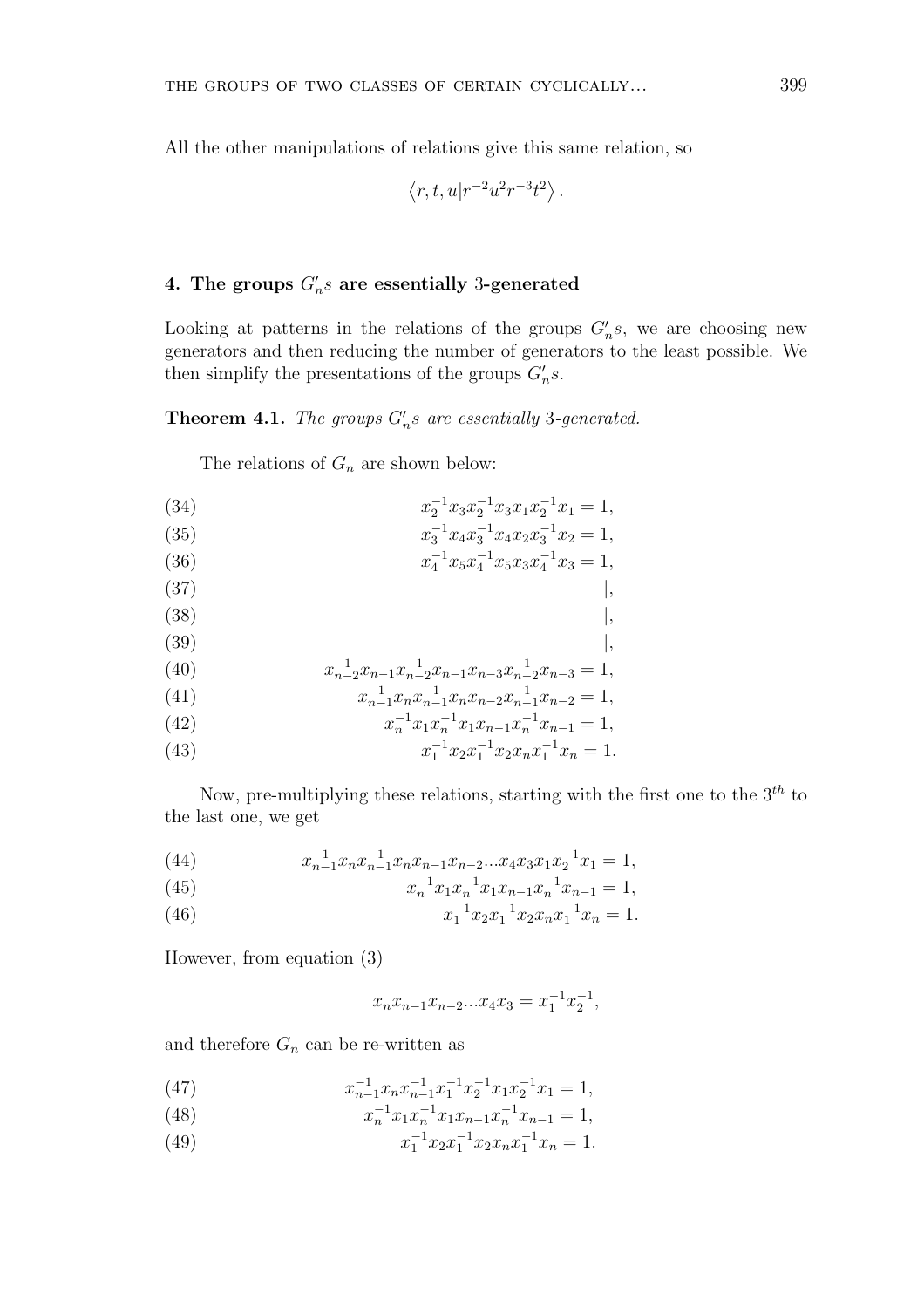All the other manipulations of relations give this same relation, so

$$\left\langle r, t, u | r^{-2}u^{2}r^{-3}t^{2} \right\rangle .$$

## 4. The groups $G_n' s$ are essentially 3-generated

Looking at patterns in the relations of the groups $G_n' s$, we are choosing new generators and then reducing the number of generators to the least possible. We then simplify the presentations of the groups $G_n' s$.

**Theorem 4.1.** *The groups $G_n' s$ are essentially 3-generated.*

The relations of $G_n$ are shown below:

$$x_2^{-1}x_3x_2^{-1}x_3x_1x_2^{-1}x_1 = 1, \tag{34}$$

$$x_3^{-1}x_4x_3^{-1}x_4x_2x_3^{-1}x_2 = 1, \tag{35}$$

$$x_4^{-1}x_5x_4^{-1}x_5x_3x_4^{-1}x_3 = 1, \tag{36}$$

$$|, \tag{37}$$

$$|, \tag{38}$$

$$|, \tag{39}$$

$$x_{n-2}^{-1}x_{n-1}x_{n-2}^{-1}x_{n-1}x_{n-3}x_{n-2}^{-1}x_{n-3} = 1, \tag{40}$$

$$x_{n-1}^{-1}x_nx_{n-1}^{-1}x_nx_{n-2}x_{n-1}^{-1}x_{n-2} = 1, \tag{41}$$

$$x_n^{-1}x_1x_n^{-1}x_1x_{n-1}x_n^{-1}x_{n-1} = 1, \tag{42}$$

$$x_1^{-1}x_2x_1^{-1}x_2x_nx_1^{-1}x_n = 1. \tag{43}$$

Now, pre-multiplying these relations, starting with the first one to the $3^{th}$ to the last one, we get

$$x_{n-1}^{-1}x_nx_{n-1}^{-1}x_nx_{n-1}x_{n-2}...x_4x_3x_1x_2^{-1}x_1 = 1, \tag{44}$$

$$x_n^{-1}x_1x_n^{-1}x_1x_{n-1}x_n^{-1}x_{n-1} = 1, \tag{45}$$

$$x_1^{-1}x_2x_1^{-1}x_2x_nx_1^{-1}x_n = 1. \tag{46}$$

However, from equation (3)

$$x_nx_{n-1}x_{n-2}...x_4x_3 = x_1^{-1}x_2^{-1},$$

and therefore $G_n$ can be re-written as

$$x_{n-1}^{-1}x_nx_{n-1}^{-1}x_1^{-1}x_2^{-1}x_1x_2^{-1}x_1 = 1, \tag{47}$$

$$x_n^{-1}x_1x_n^{-1}x_1x_{n-1}x_n^{-1}x_{n-1} = 1, \tag{48}$$

$$x_1^{-1}x_2x_1^{-1}x_2x_nx_1^{-1}x_n = 1. \tag{49}$$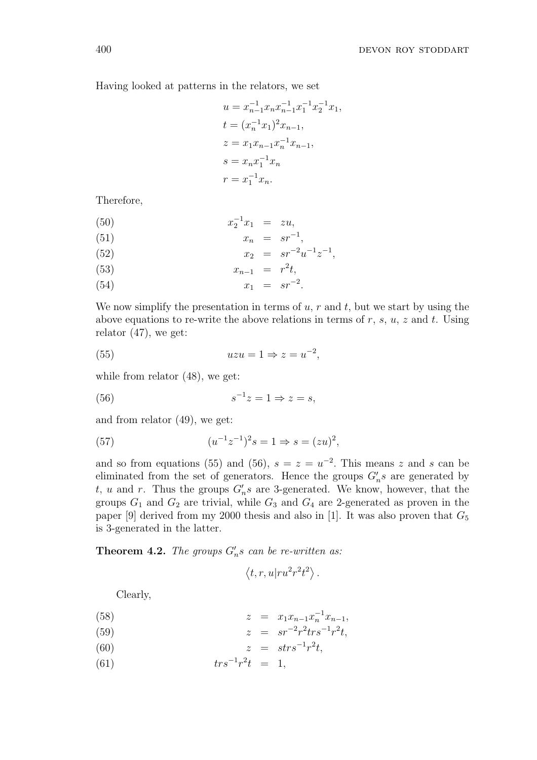Having looked at patterns in the relators, we set

$$
\begin{aligned}
u &= x_{n-1}^{-1}x_n x_{n-1}^{-1}x_1^{-1}x_2^{-1}x_1,\\
t &= (x_n^{-1}x_1)^2 x_{n-1},\\
z &= x_1 x_{n-1}x_n^{-1}x_{n-1},\\
s &= x_n x_1^{-1}x_n\\
r &= x_1^{-1}x_n.
\end{aligned}
$$

Therefore,

$$x_2^{-1}x_1 = zu, \tag{50}$$

$$x_n = sr^{-1}, \tag{51}$$

$$x_2 = sr^{-2}u^{-1}z^{-1}, \tag{52}$$

$$x_{n-1} = r^2 t, \tag{53}$$

$$x_1 = sr^{-2}. \tag{54}$$

We now simplify the presentation in terms of $u$, $r$ and $t$, but we start by using the above equations to re-write the above relations in terms of $r$, $s$, $u$, $z$ and $t$. Using relator (47), we get:

$$uzu = 1 \Rightarrow z = u^{-2}, \tag{55}$$

while from relator (48), we get:

$$s^{-1}z = 1 \Rightarrow z = s, \tag{56}$$

and from relator (49), we get:

$$(u^{-1}z^{-1})^2 s = 1 \Rightarrow s = (zu)^2, \tag{57}$$

and so from equations (55) and (56), $s = z = u^{-2}$. This means $z$ and $s$ can be eliminated from the set of generators. Hence the groups $G_n's$ are generated by $t$, $u$ and $r$. Thus the groups $G_n's$ are 3-generated. We know, however, that the groups $G_1$ and $G_2$ are trivial, while $G_3$ and $G_4$ are 2-generated as proven in the paper [9] derived from my 2000 thesis and also in [1]. It was also proven that $G_5$ is 3-generated in the latter.

**Theorem 4.2.** *The groups $G_n's$ can be re-written as:*

$$\left\langle t, r, u | ru^2r^2t^2 \right\rangle.$$

Clearly,

$$z = x_1 x_{n-1}x_n^{-1}x_{n-1}, \tag{58}$$

$$z = sr^{-2}r^2trs^{-1}r^2t, \tag{59}$$

$$z = strs^{-1}r^2t, \tag{60}$$

$$trs^{-1}r^2t = 1, \tag{61}$$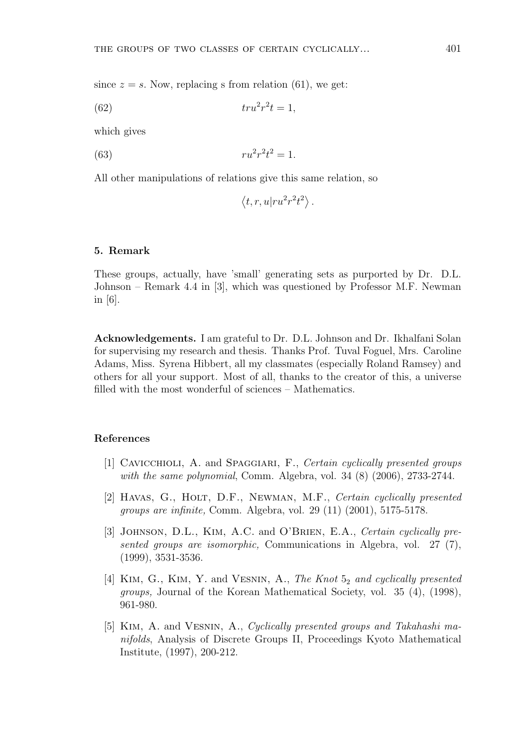since $z = s$. Now, replacing s from relation (61), we get:

$$tru^2r^2t = 1, \tag{62}$$

which gives

$$ru^2r^2t^2 = 1. \tag{63}$$

All other manipulations of relations give this same relation, so

$$\langle t, r, u | ru^2r^2t^2 \rangle .$$

## 5. Remark

These groups, actually, have 'small' generating sets as purported by Dr. D.L. Johnson – Remark 4.4 in [3], which was questioned by Professor M.F. Newman in [6].

**Acknowledgements.** I am grateful to Dr. D.L. Johnson and Dr. Ikhalfani Solan for supervising my research and thesis. Thanks Prof. Tuval Foguel, Mrs. Caroline Adams, Miss. Syrena Hibbert, all my classmates (especially Roland Ramsey) and others for all your support. Most of all, thanks to the creator of this, a universe filled with the most wonderful of sciences – Mathematics.

## References

[1] Cavicchioli, A. and Spaggiari, F., *Certain cyclically presented groups with the same polynomial*, Comm. Algebra, vol. 34 (8) (2006), 2733-2744.

[2] Havas, G., Holt, D.F., Newman, M.F., *Certain cyclically presented groups are infinite,* Comm. Algebra, vol. 29 (11) (2001), 5175-5178.

[3] Johnson, D.L., Kim, A.C. and O'Brien, E.A., *Certain cyclically presented groups are isomorphic,* Communications in Algebra, vol. 27 (7), (1999), 3531-3536.

[4] Kim, G., Kim, Y. and Vesnin, A., *The Knot $5_2$ and cyclically presented groups,* Journal of the Korean Mathematical Society, vol. 35 (4), (1998), 961-980.

[5] Kim, A. and Vesnin, A., *Cyclically presented groups and Takahashi manifolds*, Analysis of Discrete Groups II, Proceedings Kyoto Mathematical Institute, (1997), 200-212.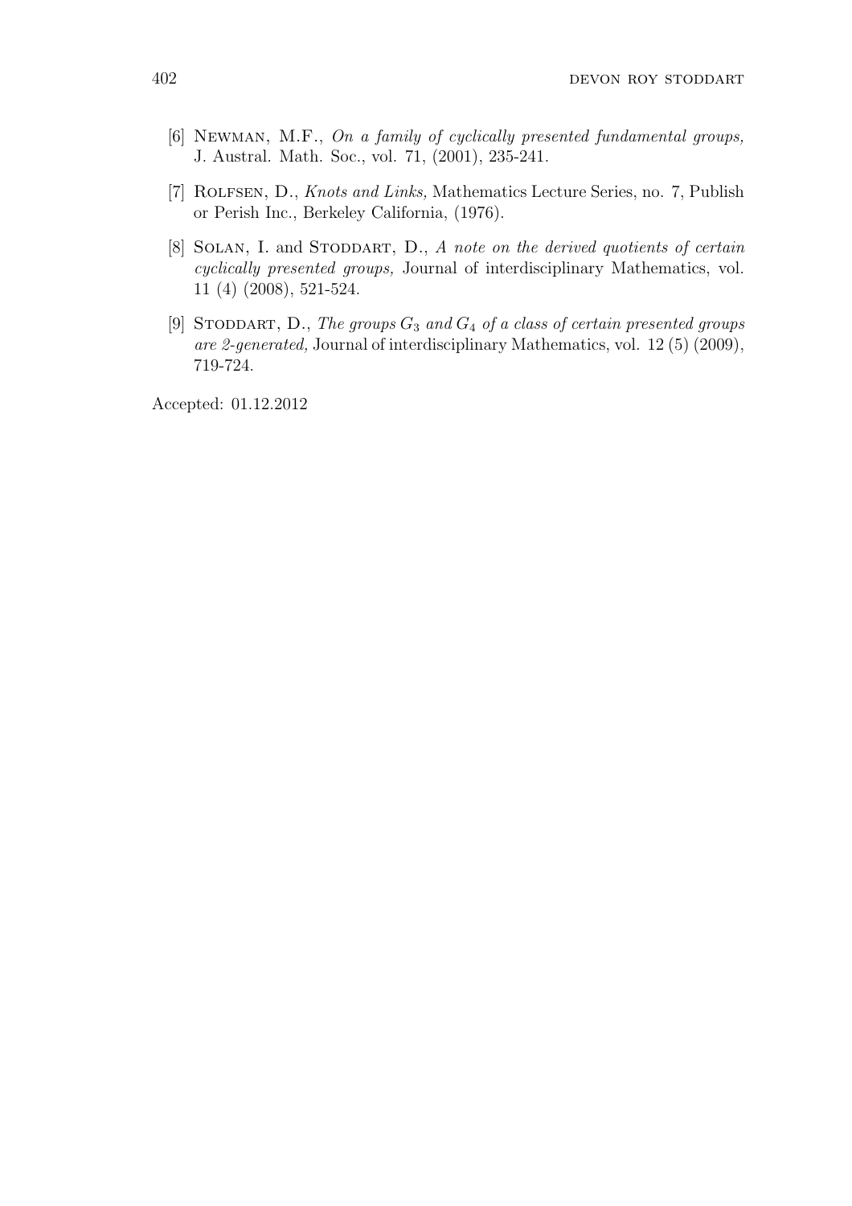[6] Newman, M.F., *On a family of cyclically presented fundamental groups,* J. Austral. Math. Soc., vol. 71, (2001), 235-241.

[7] Rolfsen, D., *Knots and Links,* Mathematics Lecture Series, no. 7, Publish or Perish Inc., Berkeley California, (1976).

[8] Solan, I. and Stoddart, D., *A note on the derived quotients of certain cyclically presented groups,* Journal of interdisciplinary Mathematics, vol. 11 (4) (2008), 521-524.

[9] Stoddart, D., *The groups $G_3$ and $G_4$ of a class of certain presented groups are 2-generated,* Journal of interdisciplinary Mathematics, vol. 12 (5) (2009), 719-724.

Accepted: 01.12.2012